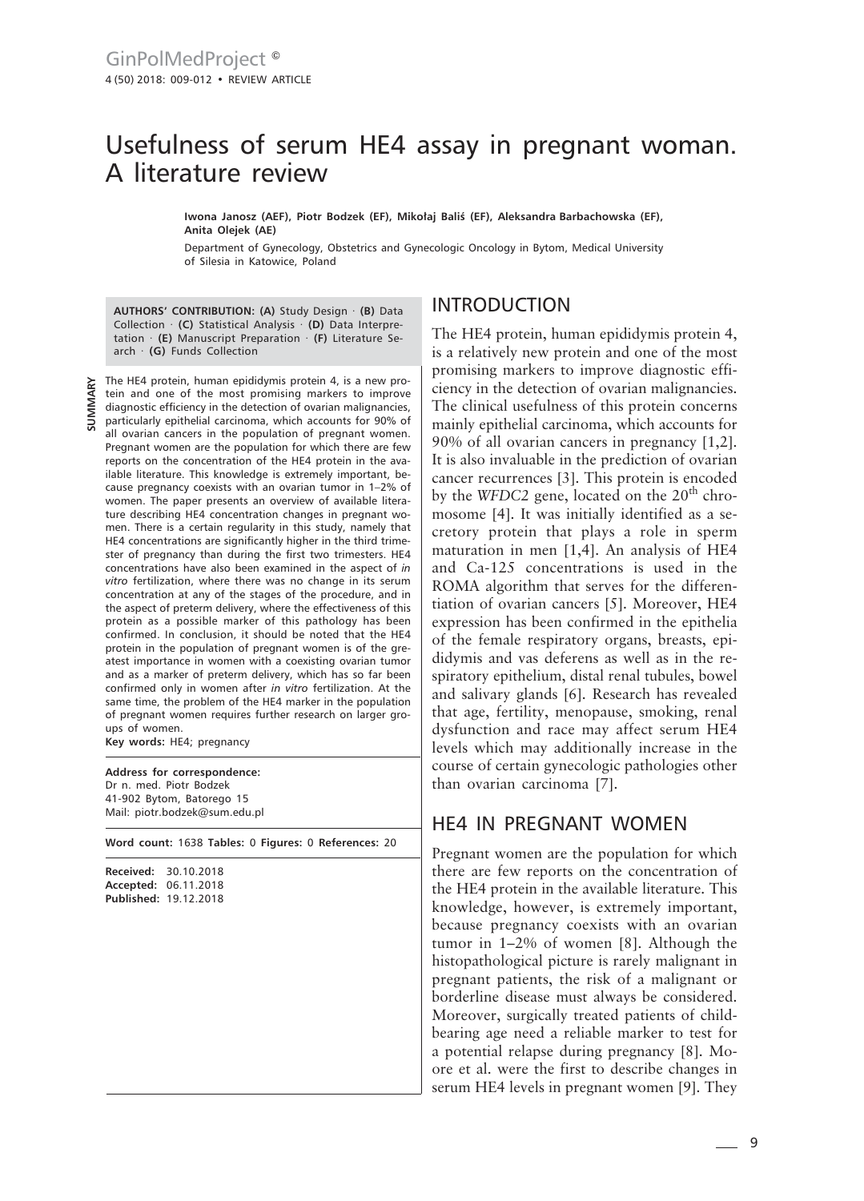# Usefulness of serum HE4 assay in pregnant woman. A literature review

**Iwona Janosz (AEF), Piotr Bodzek (EF), Mikołaj Baliś (EF), Aleksandra Barbachowska (EF), Anita Olejek (AE)**

Department of Gynecology, Obstetrics and Gynecologic Oncology in Bytom, Medical University of Silesia in Katowice, Poland

**AUTHORS' CONTRIBUTION: (A)** Study Design · **(B)** Data Collection · **(C)** Statistical Analysis · **(D)** Data Interpretation · **(E)** Manuscript Preparation · **(F)** Literature Search · **(G)** Funds Collection

**SUMMARY**

The HE4 protein, human epididymis protein 4, is a new protein and one of the most promising markers to improve diagnostic efficiency in the detection of ovarian malignancies, particularly epithelial carcinoma, which accounts for 90% of all ovarian cancers in the population of pregnant women. Pregnant women are the population for which there are few reports on the concentration of the HE4 protein in the available literature. This knowledge is extremely important, because pregnancy coexists with an ovarian tumor in 1–2% of women. The paper presents an overview of available literature describing HE4 concentration changes in pregnant women. There is a certain regularity in this study, namely that HE4 concentrations are significantly higher in the third trimester of pregnancy than during the first two trimesters. HE4 concentrations have also been examined in the aspect of *in vitro* fertilization, where there was no change in its serum concentration at any of the stages of the procedure, and in the aspect of preterm delivery, where the effectiveness of this protein as a possible marker of this pathology has been confirmed. In conclusion, it should be noted that the HE4 protein in the population of pregnant women is of the greatest importance in women with a coexisting ovarian tumor and as a marker of preterm delivery, which has so far been confirmed only in women after *in vitro* fertilization. At the same time, the problem of the HE4 marker in the population of pregnant women requires further research on larger groups of women.

**Key words:** HE4; pregnancy

**Address for correspondence:**
Dr n. med. Piotr Bodzek
41-902 Bytom, Batorego 15
Mail: piotr.bodzek@sum.edu.pl

**Word count:** 1638 **Tables:** 0 **Figures:** 0 **References:** 20

**Received:** 30.10.2018
**Accepted:** 06.11.2018
**Published:** 19.12.2018

## INTRODUCTION

The HE4 protein, human epididymis protein 4, is a relatively new protein and one of the most promising markers to improve diagnostic efficiency in the detection of ovarian malignancies. The clinical usefulness of this protein concerns mainly epithelial carcinoma, which accounts for 90% of all ovarian cancers in pregnancy [1,2]. It is also invaluable in the prediction of ovarian cancer recurrences [3]. This protein is encoded by the *WFDC2* gene, located on the 20[th] chromosome [4]. It was initially identified as a secretory protein that plays a role in sperm maturation in men [1,4]. An analysis of HE4 and Ca-125 concentrations is used in the ROMA algorithm that serves for the differentiation of ovarian cancers [5]. Moreover, HE4 expression has been confirmed in the epithelia of the female respiratory organs, breasts, epididymis and vas deferens as well as in the respiratory epithelium, distal renal tubules, bowel and salivary glands [6]. Research has revealed that age, fertility, menopause, smoking, renal dysfunction and race may affect serum HE4 levels which may additionally increase in the course of certain gynecologic pathologies other than ovarian carcinoma [7].

## HE4 IN PREGNANT WOMEN

Pregnant women are the population for which there are few reports on the concentration of the HE4 protein in the available literature. This knowledge, however, is extremely important, because pregnancy coexists with an ovarian tumor in 1–2% of women [8]. Although the histopathological picture is rarely malignant in pregnant patients, the risk of a malignant or borderline disease must always be considered. Moreover, surgically treated patients of childbearing age need a reliable marker to test for a potential relapse during pregnancy [8]. Moore et al. were the first to describe changes in serum HE4 levels in pregnant women [9]. They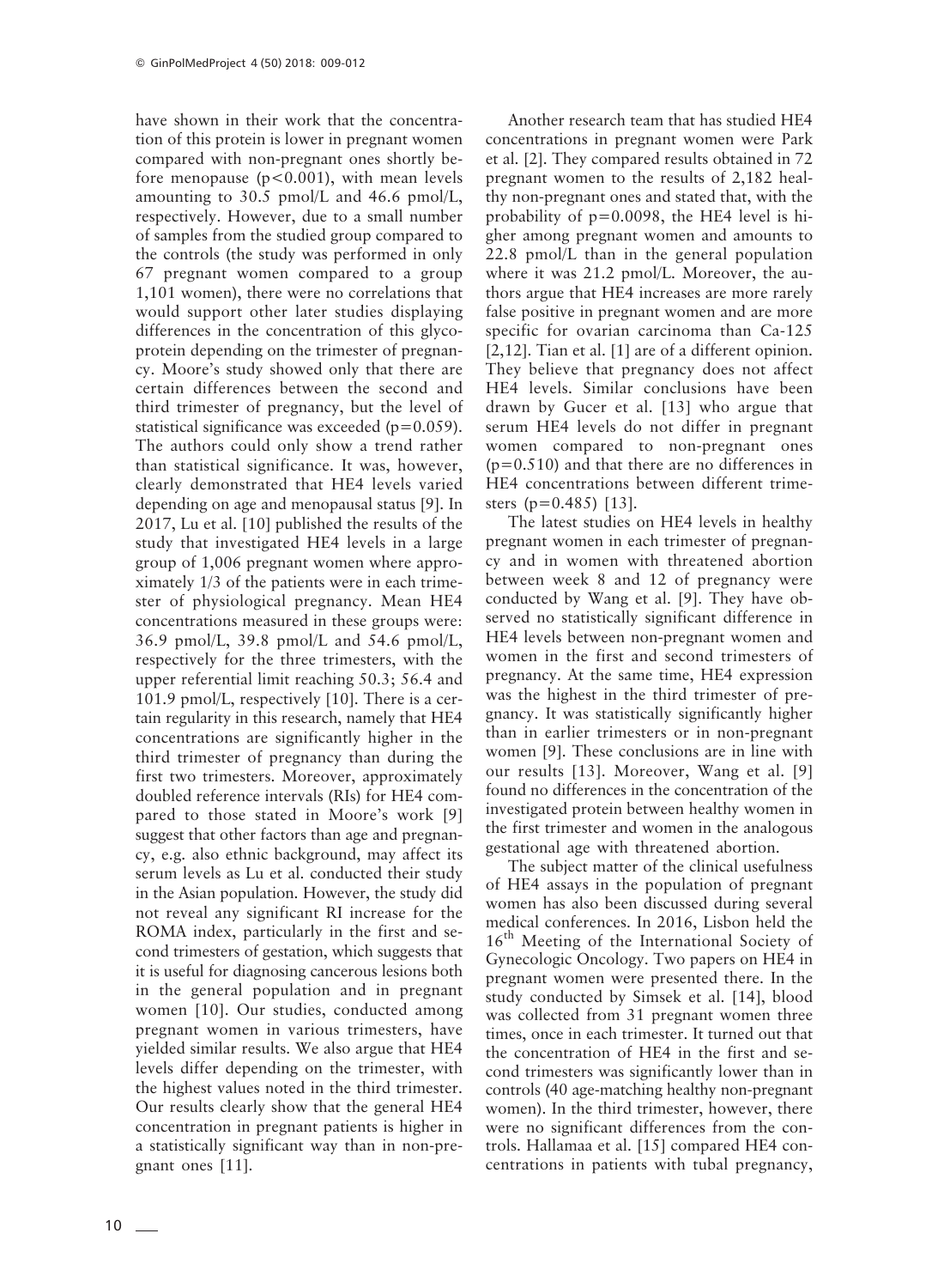have shown in their work that the concentration of this protein is lower in pregnant women compared with non-pregnant ones shortly before menopause ($p<0.001$), with mean levels amounting to 30.5 pmol/L and 46.6 pmol/L, respectively. However, due to a small number of samples from the studied group compared to the controls (the study was performed in only 67 pregnant women compared to a group 1,101 women), there were no correlations that would support other later studies displaying differences in the concentration of this glycoprotein depending on the trimester of pregnancy. Moore's study showed only that there are certain differences between the second and third trimester of pregnancy, but the level of statistical significance was exceeded ($p=0.059$). The authors could only show a trend rather than statistical significance. It was, however, clearly demonstrated that HE4 levels varied depending on age and menopausal status [9]. In 2017, Lu et al. [10] published the results of the study that investigated HE4 levels in a large group of 1,006 pregnant women where approximately 1/3 of the patients were in each trimester of physiological pregnancy. Mean HE4 concentrations measured in these groups were: 36.9 pmol/L, 39.8 pmol/L and 54.6 pmol/L, respectively for the three trimesters, with the upper referential limit reaching 50.3; 56.4 and 101.9 pmol/L, respectively [10]. There is a certain regularity in this research, namely that HE4 concentrations are significantly higher in the third trimester of pregnancy than during the first two trimesters. Moreover, approximately doubled reference intervals (RIs) for HE4 compared to those stated in Moore's work [9] suggest that other factors than age and pregnancy, e.g. also ethnic background, may affect its serum levels as Lu et al. conducted their study in the Asian population. However, the study did not reveal any significant RI increase for the ROMA index, particularly in the first and second trimesters of gestation, which suggests that it is useful for diagnosing cancerous lesions both in the general population and in pregnant women [10]. Our studies, conducted among pregnant women in various trimesters, have yielded similar results. We also argue that HE4 levels differ depending on the trimester, with the highest values noted in the third trimester. Our results clearly show that the general HE4 concentration in pregnant patients is higher in a statistically significant way than in non-pregnant ones [11].

Another research team that has studied HE4 concentrations in pregnant women were Park et al. [2]. They compared results obtained in 72 pregnant women to the results of 2,182 healthy non-pregnant ones and stated that, with the probability of $p=0.0098$, the HE4 level is higher among pregnant women and amounts to 22.8 pmol/L than in the general population where it was 21.2 pmol/L. Moreover, the authors argue that HE4 increases are more rarely false positive in pregnant women and are more specific for ovarian carcinoma than Ca-125 [2,12]. Tian et al. [1] are of a different opinion. They believe that pregnancy does not affect HE4 levels. Similar conclusions have been drawn by Gucer et al. [13] who argue that serum HE4 levels do not differ in pregnant women compared to non-pregnant ones ($p=0.510$) and that there are no differences in HE4 concentrations between different trimesters ($p=0.485$) [13].

The latest studies on HE4 levels in healthy pregnant women in each trimester of pregnancy and in women with threatened abortion between week 8 and 12 of pregnancy were conducted by Wang et al. [9]. They have observed no statistically significant difference in HE4 levels between non-pregnant women and women in the first and second trimesters of pregnancy. At the same time, HE4 expression was the highest in the third trimester of pregnancy. It was statistically significantly higher than in earlier trimesters or in non-pregnant women [9]. These conclusions are in line with our results [13]. Moreover, Wang et al. [9] found no differences in the concentration of the investigated protein between healthy women in the first trimester and women in the analogous gestational age with threatened abortion.

The subject matter of the clinical usefulness of HE4 assays in the population of pregnant women has also been discussed during several medical conferences. In 2016, Lisbon held the 16th Meeting of the International Society of Gynecologic Oncology. Two papers on HE4 in pregnant women were presented there. In the study conducted by Simsek et al. [14], blood was collected from 31 pregnant women three times, once in each trimester. It turned out that the concentration of HE4 in the first and second trimesters was significantly lower than in controls (40 age-matching healthy non-pregnant women). In the third trimester, however, there were no significant differences from the controls. Hallamaa et al. [15] compared HE4 concentrations in patients with tubal pregnancy,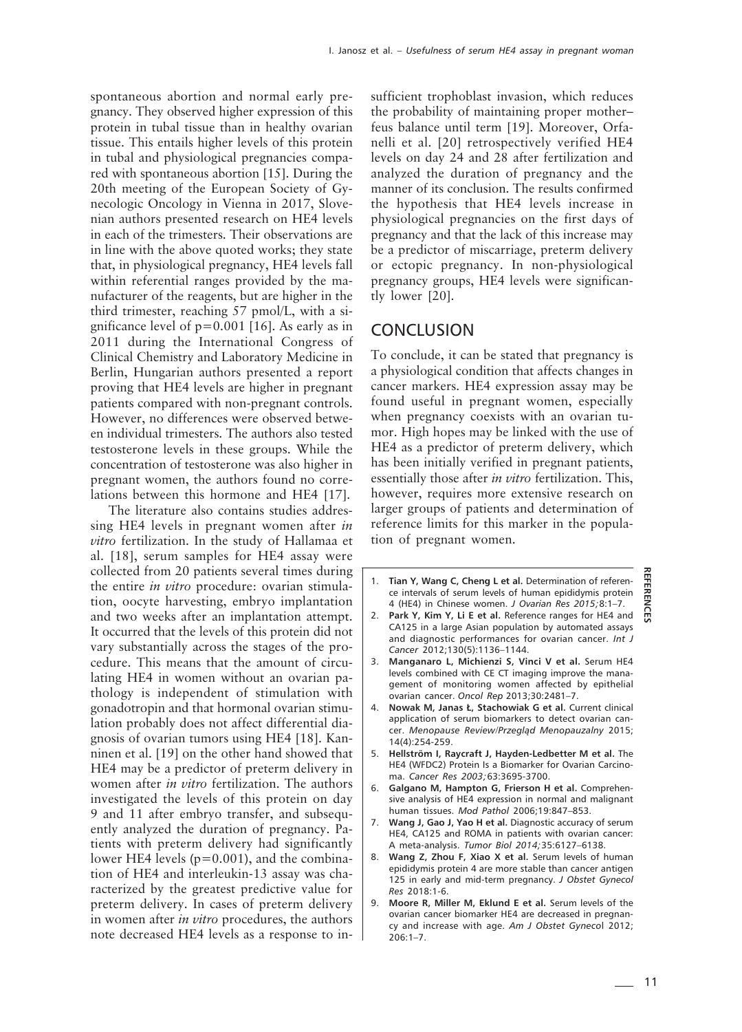spontaneous abortion and normal early pregnancy. They observed higher expression of this protein in tubal tissue than in healthy ovarian tissue. This entails higher levels of this protein in tubal and physiological pregnancies compared with spontaneous abortion [15]. During the 20th meeting of the European Society of Gynecologic Oncology in Vienna in 2017, Slovenian authors presented research on HE4 levels in each of the trimesters. Their observations are in line with the above quoted works; they state that, in physiological pregnancy, HE4 levels fall within referential ranges provided by the manufacturer of the reagents, but are higher in the third trimester, reaching 57 pmol/L, with a significance level of $p=0.001$ [16]. As early as in 2011 during the International Congress of Clinical Chemistry and Laboratory Medicine in Berlin, Hungarian authors presented a report proving that HE4 levels are higher in pregnant patients compared with non-pregnant controls. However, no differences were observed between individual trimesters. The authors also tested testosterone levels in these groups. While the concentration of testosterone was also higher in pregnant women, the authors found no correlations between this hormone and HE4 [17].

The literature also contains studies addressing HE4 levels in pregnant women after *in vitro* fertilization. In the study of Hallamaa et al. [18], serum samples for HE4 assay were collected from 20 patients several times during the entire *in vitro* procedure: ovarian stimulation, oocyte harvesting, embryo implantation and two weeks after an implantation attempt. It occurred that the levels of this protein did not vary substantially across the stages of the procedure. This means that the amount of circulating HE4 in women without an ovarian pathology is independent of stimulation with gonadotropin and that hormonal ovarian stimulation probably does not affect differential diagnosis of ovarian tumors using HE4 [18]. Kanninen et al. [19] on the other hand showed that HE4 may be a predictor of preterm delivery in women after *in vitro* fertilization. The authors investigated the levels of this protein on day 9 and 11 after embryo transfer, and subsequently analyzed the duration of pregnancy. Patients with preterm delivery had significantly lower HE4 levels ($p=0.001$), and the combination of HE4 and interleukin-13 assay was characterized by the greatest predictive value for preterm delivery. In cases of preterm delivery in women after *in vitro* procedures, the authors note decreased HE4 levels as a response to insufficient trophoblast invasion, which reduces the probability of maintaining proper mother–feus balance until term [19]. Moreover, Orfanelli et al. [20] retrospectively verified HE4 levels on day 24 and 28 after fertilization and analyzed the duration of pregnancy and the manner of its conclusion. The results confirmed the hypothesis that HE4 levels increase in physiological pregnancies on the first days of pregnancy and that the lack of this increase may be a predictor of miscarriage, preterm delivery or ectopic pregnancy. In non-physiological pregnancy groups, HE4 levels were significantly lower [20].

## CONCLUSION

To conclude, it can be stated that pregnancy is a physiological condition that affects changes in cancer markers. HE4 expression assay may be found useful in pregnant women, especially when pregnancy coexists with an ovarian tumor. High hopes may be linked with the use of HE4 as a predictor of preterm delivery, which has been initially verified in pregnant patients, essentially those after *in vitro* fertilization. This, however, requires more extensive research on larger groups of patients and determination of reference limits for this marker in the population of pregnant women.

## REFERENCES

1. **Tian Y, Wang C, Cheng L et al.** Determination of reference intervals of serum levels of human epididymis protein 4 (HE4) in Chinese women. *J Ovarian Res 2015;*8:1–7.
2. **Park Y, Kim Y, Li E et al.** Reference ranges for HE4 and CA125 in a large Asian population by automated assays and diagnostic performances for ovarian cancer. *Int J Cancer* 2012;130(5):1136–1144.
3. **Manganaro L, Michienzi S, Vinci V et al.** Serum HE4 levels combined with CE CT imaging improve the management of monitoring women affected by epithelial ovarian cancer. *Oncol Rep* 2013;30:2481–7.
4. **Nowak M, Janas Ł, Stachowiak G et al.** Current clinical application of serum biomarkers to detect ovarian cancer. *Menopause Review/Przegląd Menopauzalny* 2015; 14(4):254-259.
5. **Hellström I, Raycraft J, Hayden-Ledbetter M et al.** The HE4 (WFDC2) Protein Is a Biomarker for Ovarian Carcinoma. *Cancer Res 2003;*63:3695-3700.
6. **Galgano M, Hampton G, Frierson H et al.** Comprehensive analysis of HE4 expression in normal and malignant human tissues. *Mod Pathol* 2006;19:847–853.
7. **Wang J, Gao J, Yao H et al.** Diagnostic accuracy of serum HE4, CA125 and ROMA in patients with ovarian cancer: A meta-analysis. *Tumor Biol 2014;*35:6127–6138.
8. **Wang Z, Zhou F, Xiao X et al.** Serum levels of human epididymis protein 4 are more stable than cancer antigen 125 in early and mid-term pregnancy. *J Obstet Gynecol Res* 2018:1-6.
9. **Moore R, Miller M, Eklund E et al.** Serum levels of the ovarian cancer biomarker HE4 are decreased in pregnancy and increase with age. *Am J Obstet Gyneco*l 2012; 206:1–7.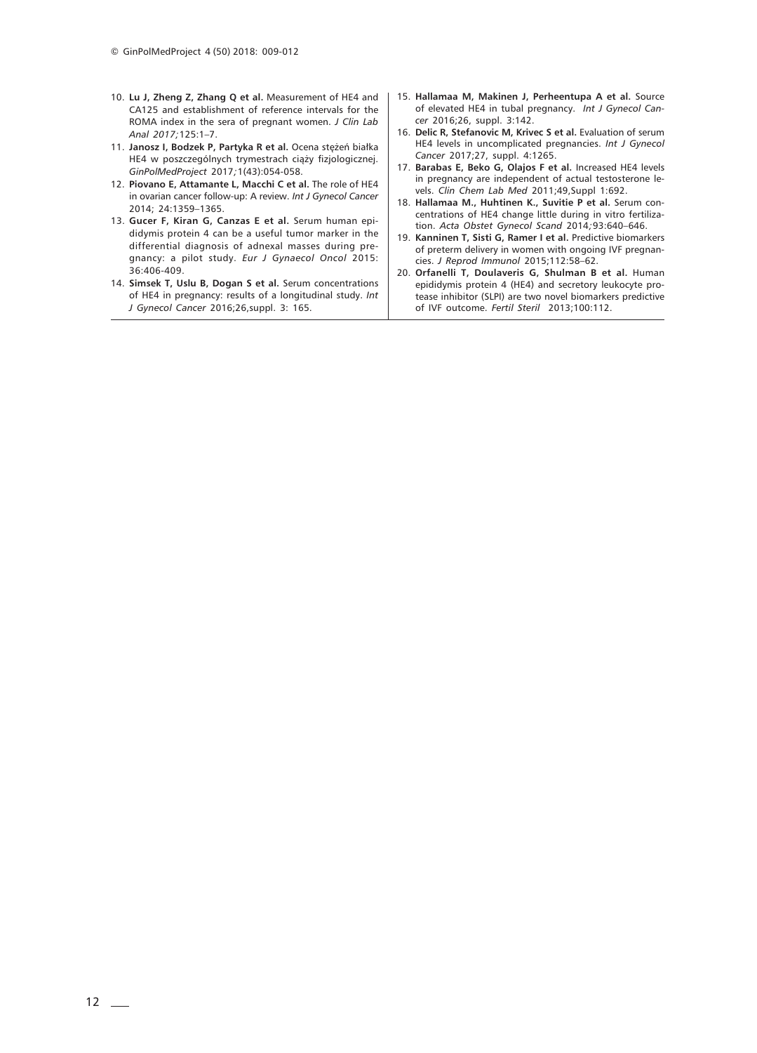10. **Lu J, Zheng Z, Zhang Q et al.** Measurement of HE4 and CA125 and establishment of reference intervals for the ROMA index in the sera of pregnant women. *J Clin Lab Anal 2017;*125:1–7.
11. **Janosz I, Bodzek P, Partyka R et al.** Ocena stężeń białka HE4 w poszczególnych trymestrach ciąży fizjologicznej. *GinPolMedProject* 2017*;*1(43):054-058.
12. **Piovano E, Attamante L, Macchi C et al.** The role of HE4 in ovarian cancer follow-up: A review. *Int J Gynecol Cancer* 2014; 24:1359–1365.
13. **Gucer F, Kiran G, Canzas E et al.** Serum human epididymis protein 4 can be a useful tumor marker in the differential diagnosis of adnexal masses during pregnancy: a pilot study. *Eur J Gynaecol Oncol* 2015: 36:406-409.
14. **Simsek T, Uslu B, Dogan S et al.** Serum concentrations of HE4 in pregnancy: results of a longitudinal study. *Int J Gynecol Cancer* 2016;26,suppl. 3: 165.
15. **Hallamaa M, Makinen J, Perheentupa A et al.** Source of elevated HE4 in tubal pregnancy. *Int J Gynecol Cancer* 2016;26, suppl. 3:142.
16. **Delic R, Stefanovic M, Krivec S et al.** Evaluation of serum HE4 levels in uncomplicated pregnancies. *Int J Gynecol Cancer* 2017;27, suppl. 4:1265.
17. **Barabas E, Beko G, Olajos F et al.** Increased HE4 levels in pregnancy are independent of actual testosterone levels. *Clin Chem Lab Med* 2011;49,Suppl 1:692.
18. **Hallamaa M., Huhtinen K., Suvitie P et al.** Serum concentrations of HE4 change little during in vitro fertilization. *Acta Obstet Gynecol Scand* 2014*;*93:640–646.
19. **Kanninen T, Sisti G, Ramer I et al.** Predictive biomarkers of preterm delivery in women with ongoing IVF pregnancies. *J Reprod Immunol* 2015;112:58–62.
20. **Orfanelli T, Doulaveris G, Shulman B et al.** Human epididymis protein 4 (HE4) and secretory leukocyte protease inhibitor (SLPI) are two novel biomarkers predictive of IVF outcome. *Fertil Steril* 2013;100:112.